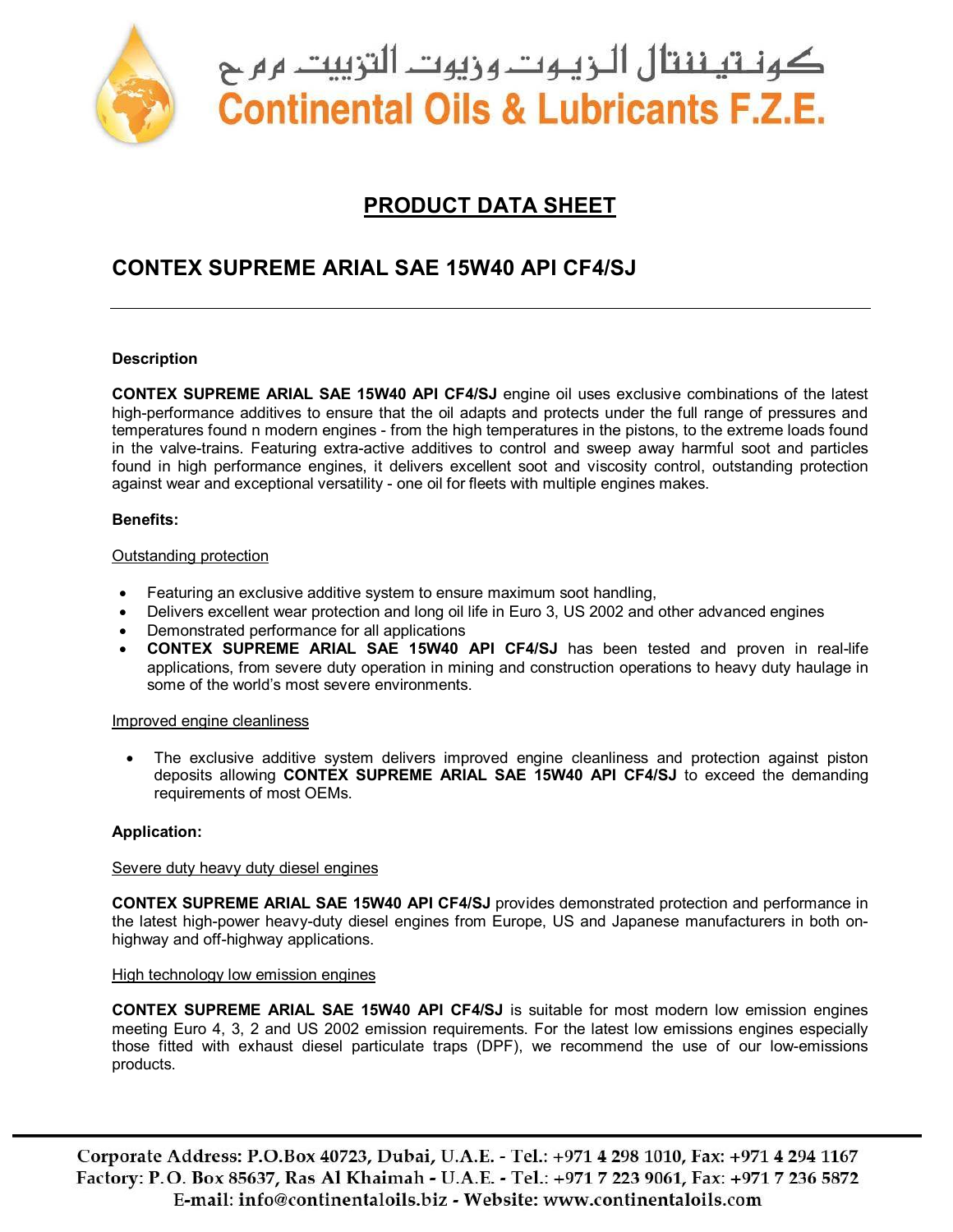كونتيننتال الزيوت وزيوت التزييت م م ح

# Continental Oils & Lubricants F.Z.E.

## PRODUCT DATA SHEET

## CONTEX SUPREME ARIAL SAE 15W40 API CF4/SJ

---

**Description**

**CONTEX SUPREME ARIAL SAE 15W40 API CF4/SJ** engine oil uses exclusive combinations of the latest high-performance additives to ensure that the oil adapts and protects under the full range of pressures and temperatures found n modern engines - from the high temperatures in the pistons, to the extreme loads found in the valve-trains. Featuring extra-active additives to control and sweep away harmful soot and particles found in high performance engines, it delivers excellent soot and viscosity control, outstanding protection against wear and exceptional versatility - one oil for fleets with multiple engines makes.

**Benefits:**

Outstanding protection

- Featuring an exclusive additive system to ensure maximum soot handling,
- Delivers excellent wear protection and long oil life in Euro 3, US 2002 and other advanced engines
- Demonstrated performance for all applications
- **CONTEX SUPREME ARIAL SAE 15W40 API CF4/SJ** has been tested and proven in real-life applications, from severe duty operation in mining and construction operations to heavy duty haulage in some of the world's most severe environments.

Improved engine cleanliness

- The exclusive additive system delivers improved engine cleanliness and protection against piston deposits allowing **CONTEX SUPREME ARIAL SAE 15W40 API CF4/SJ** to exceed the demanding requirements of most OEMs.

**Application:**

Severe duty heavy duty diesel engines

**CONTEX SUPREME ARIAL SAE 15W40 API CF4/SJ** provides demonstrated protection and performance in the latest high-power heavy-duty diesel engines from Europe, US and Japanese manufacturers in both on-highway and off-highway applications.

High technology low emission engines

**CONTEX SUPREME ARIAL SAE 15W40 API CF4/SJ** is suitable for most modern low emission engines meeting Euro 4, 3, 2 and US 2002 emission requirements. For the latest low emissions engines especially those fitted with exhaust diesel particulate traps (DPF), we recommend the use of our low-emissions products.

Corporate Address: P.O.Box 40723, Dubai, U.A.E. - Tel.: +971 4 298 1010, Fax: +971 4 294 1167
Factory: P.O. Box 85637, Ras Al Khaimah - U.A.E. - Tel.: +971 7 223 9061, Fax: +971 7 236 5872
E-mail: info@continentaloils.biz - Website: www.continentaloils.com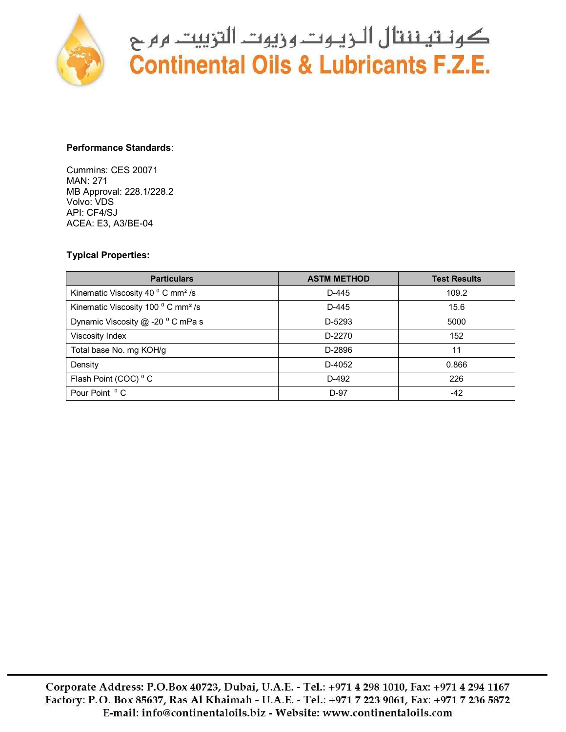**Performance Standards**:

Cummins: CES 20071
MAN: 271
MB Approval: 228.1/228.2
Volvo: VDS
API: CF4/SJ
ACEA: E3, A3/BE-04

**Typical Properties:**

| Particulars | ASTM METHOD | Test Results |
|---|---|---|
| Kinematic Viscosity 40 $^{o}$ C $mm^2$ /s | D-445 | 109.2 |
| Kinematic Viscosity 100 $^{o}$ C $mm^2$ /s | D-445 | 15.6 |
| Dynamic Viscosity @ -20 $^{o}$ C mPa s | D-5293 | 5000 |
| Viscosity Index | D-2270 | 152 |
| Total base No. mg KOH/g | D-2896 | 11 |
| Density | D-4052 | 0.866 |
| Flash Point (COC) $^{o}$ C | D-492 | 226 |
| Pour Point $^{o}$ C | D-97 | -42 |